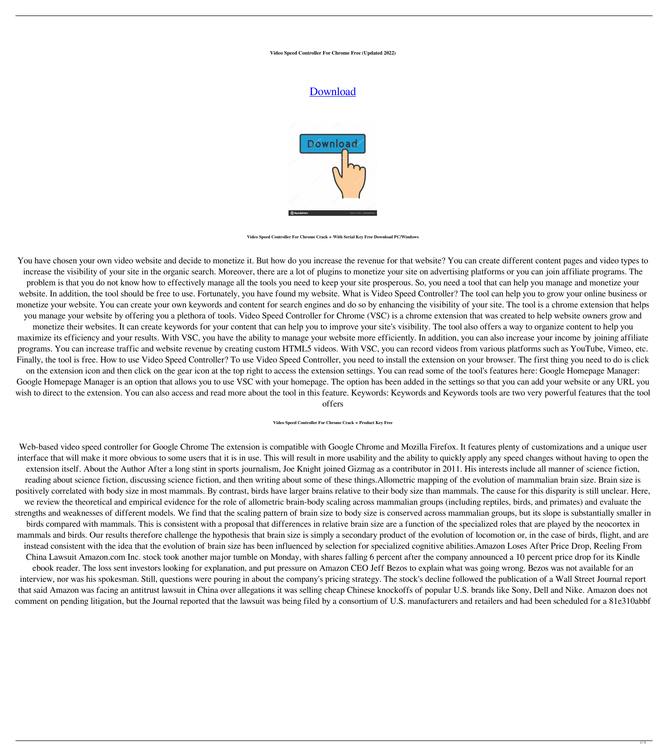**Video Speed Controller For Chrome Free (Updated 2022)**

[Download]

**Video Speed Controller For Chrome Crack + With Serial Key Free Download PC/Windows**

You have chosen your own video website and decide to monetize it. But how do you increase the revenue for that website? You can create different content pages and video types to increase the visibility of your site in the organic search. Moreover, there are a lot of plugins to monetize your site on advertising platforms or you can join affiliate programs. The problem is that you do not know how to effectively manage all the tools you need to keep your site prosperous. So, you need a tool that can help you manage and monetize your website. In addition, the tool should be free to use. Fortunately, you have found my website. What is Video Speed Controller? The tool can help you to grow your online business or monetize your website. You can create your own keywords and content for search engines and do so by enhancing the visibility of your site. The tool is a chrome extension that helps you manage your website by offering you a plethora of tools. Video Speed Controller for Chrome (VSC) is a chrome extension that was created to help website owners grow and monetize their websites. It can create keywords for your content that can help you to improve your site's visibility. The tool also offers a way to organize content to help you maximize its efficiency and your results. With VSC, you have the ability to manage your website more efficiently. In addition, you can also increase your income by joining affiliate programs. You can increase traffic and website revenue by creating custom HTML5 videos. With VSC, you can record videos from various platforms such as YouTube, Vimeo, etc. Finally, the tool is free. How to use Video Speed Controller? To use Video Speed Controller, you need to install the extension on your browser. The first thing you need to do is click on the extension icon and then click on the gear icon at the top right to access the extension settings. You can read some of the tool's features here: Google Homepage Manager: Google Homepage Manager is an option that allows you to use VSC with your homepage. The option has been added in the settings so that you can add your website or any URL you wish to direct to the extension. You can also access and read more about the tool in this feature. Keywords: Keywords and Keywords tools are two very powerful features that the tool offers

**Video Speed Controller For Chrome Crack + Product Key Free**

Web-based video speed controller for Google Chrome The extension is compatible with Google Chrome and Mozilla Firefox. It features plenty of customizations and a unique user interface that will make it more obvious to some users that it is in use. This will result in more usability and the ability to quickly apply any speed changes without having to open the extension itself. About the Author After a long stint in sports journalism, Joe Knight joined Gizmag as a contributor in 2011. His interests include all manner of science fiction, reading about science fiction, discussing science fiction, and then writing about some of these things.Allometric mapping of the evolution of mammalian brain size. Brain size is positively correlated with body size in most mammals. By contrast, birds have larger brains relative to their body size than mammals. The cause for this disparity is still unclear. Here, we review the theoretical and empirical evidence for the role of allometric brain-body scaling across mammalian groups (including reptiles, birds, and primates) and evaluate the strengths and weaknesses of different models. We find that the scaling pattern of brain size to body size is conserved across mammalian groups, but its slope is substantially smaller in birds compared with mammals. This is consistent with a proposal that differences in relative brain size are a function of the specialized roles that are played by the neocortex in mammals and birds. Our results therefore challenge the hypothesis that brain size is simply a secondary product of the evolution of locomotion or, in the case of birds, flight, and are instead consistent with the idea that the evolution of brain size has been influenced by selection for specialized cognitive abilities.Amazon Loses After Price Drop, Reeling From China Lawsuit Amazon.com Inc. stock took another major tumble on Monday, with shares falling 6 percent after the company announced a 10 percent price drop for its Kindle ebook reader. The loss sent investors looking for explanation, and put pressure on Amazon CEO Jeff Bezos to explain what was going wrong. Bezos was not available for an interview, nor was his spokesman. Still, questions were pouring in about the company's pricing strategy. The stock's decline followed the publication of a Wall Street Journal report that said Amazon was facing an antitrust lawsuit in China over allegations it was selling cheap Chinese knockoffs of popular U.S. brands like Sony, Dell and Nike. Amazon does not comment on pending litigation, but the Journal reported that the lawsuit was being filed by a consortium of U.S. manufacturers and retailers and had been scheduled for a 81e310abbf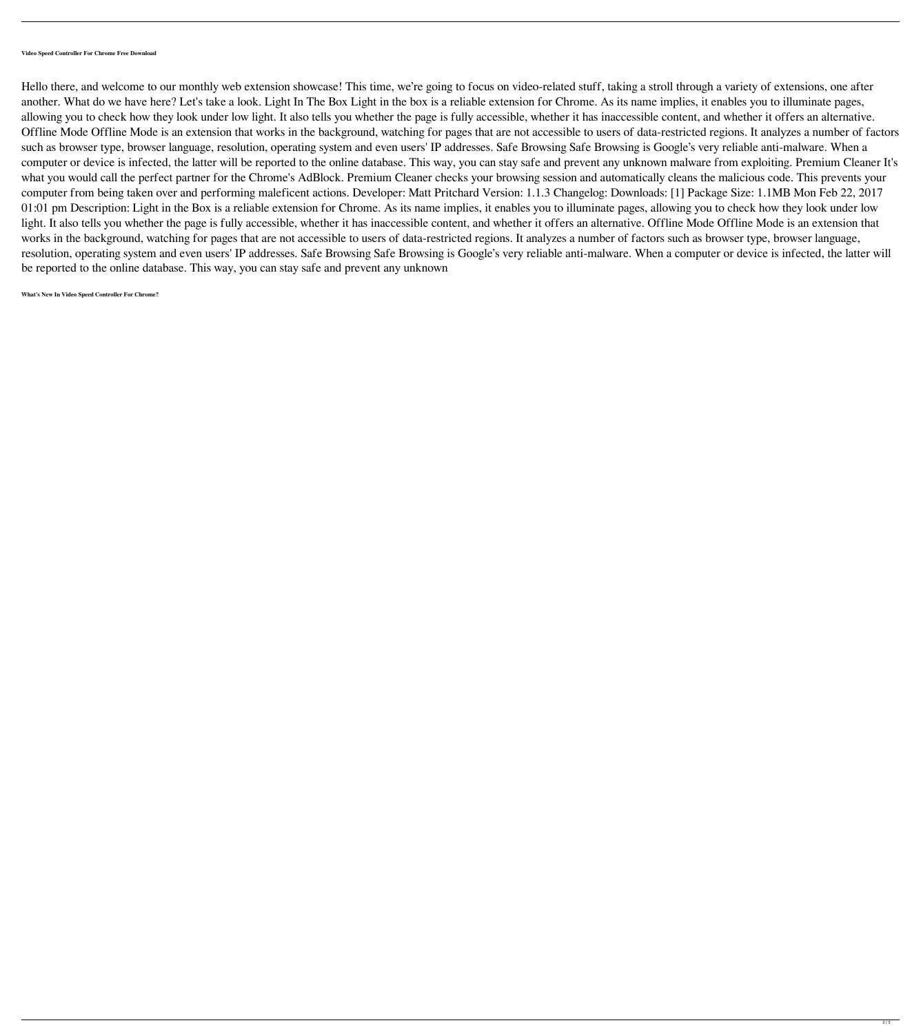**Video Speed Controller For Chrome Free Download**

Hello there, and welcome to our monthly web extension showcase! This time, we're going to focus on video-related stuff, taking a stroll through a variety of extensions, one after another. What do we have here? Let's take a look. Light In The Box Light in the box is a reliable extension for Chrome. As its name implies, it enables you to illuminate pages, allowing you to check how they look under low light. It also tells you whether the page is fully accessible, whether it has inaccessible content, and whether it offers an alternative. Offline Mode Offline Mode is an extension that works in the background, watching for pages that are not accessible to users of data-restricted regions. It analyzes a number of factors such as browser type, browser language, resolution, operating system and even users' IP addresses. Safe Browsing Safe Browsing is Google's very reliable anti-malware. When a computer or device is infected, the latter will be reported to the online database. This way, you can stay safe and prevent any unknown malware from exploiting. Premium Cleaner It's what you would call the perfect partner for the Chrome's AdBlock. Premium Cleaner checks your browsing session and automatically cleans the malicious code. This prevents your computer from being taken over and performing maleficent actions. Developer: Matt Pritchard Version: 1.1.3 Changelog: Downloads: [1] Package Size: 1.1MB Mon Feb 22, 2017 01:01 pm Description: Light in the Box is a reliable extension for Chrome. As its name implies, it enables you to illuminate pages, allowing you to check how they look under low light. It also tells you whether the page is fully accessible, whether it has inaccessible content, and whether it offers an alternative. Offline Mode Offline Mode is an extension that works in the background, watching for pages that are not accessible to users of data-restricted regions. It analyzes a number of factors such as browser type, browser language, resolution, operating system and even users' IP addresses. Safe Browsing Safe Browsing is Google's very reliable anti-malware. When a computer or device is infected, the latter will be reported to the online database. This way, you can stay safe and prevent any unknown

**What's New In Video Speed Controller For Chrome?**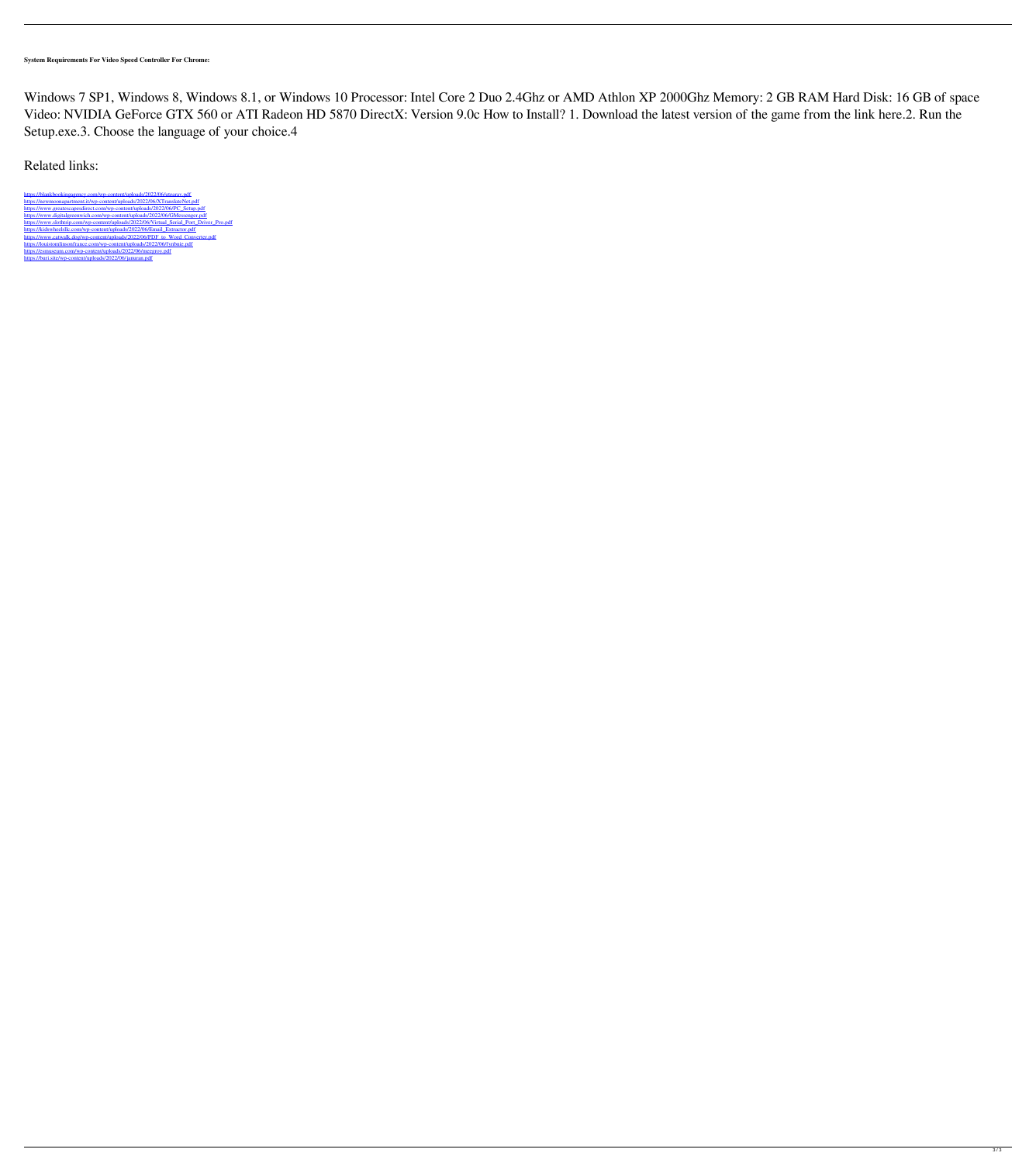**System Requirements For Video Speed Controller For Chrome:**

Windows 7 SP1, Windows 8, Windows 8.1, or Windows 10 Processor: Intel Core 2 Duo 2.4Ghz or AMD Athlon XP 2000Ghz Memory: 2 GB RAM Hard Disk: 16 GB of space Video: NVIDIA GeForce GTX 560 or ATI Radeon HD 5870 DirectX: Version 9.0c How to Install? 1. Download the latest version of the game from the link here.2. Run the Setup.exe.3. Choose the language of your choice.4

Related links:

https://blankbookingagency.com/wp-content/uploads/2022/06/uteanav.pdf
https://newmoonapartment.it/wp-content/uploads/2022/06/XTranslateNet.pdf
https://www.greatescapesdirect.com/wp-content/uploads/2022/06/PC_Setup.pdf
https://www.digitalpreenwich.com/wp-content/uploads/2022/06/GMessenger.pdf
https://www.slothtrip.com/wp-content/uploads/2022/06/Virtual_Serial_Port_Driver_Pro.pdf
https://kidswheelslk.com/wp-content/uploads/2022/06/Email_Extractor.pdf
https://www.catwalk.dog/wp-content/uploads/2022/06/PDF_to_Word_Converter.pdf
https://louistomlinsonfrance.com/wp-content/uploads/2022/06/fynbnie.pdf
https://esmuseum.com/wp-content/uploads/2022/06/meegrov.pdf
https://buri.site/wp-content/uploads/2022/06/januran.pdf